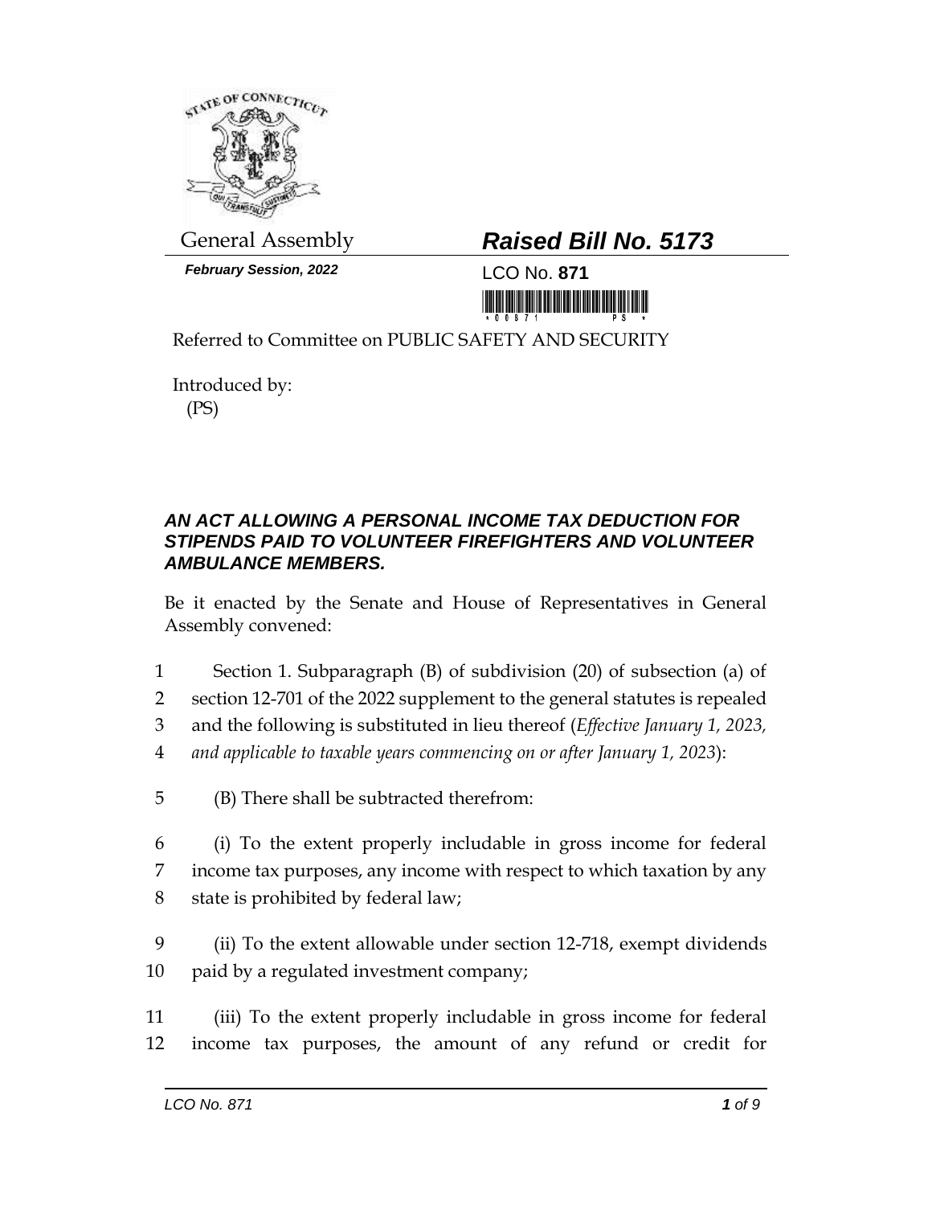General Assembly

***February Session, 2022***

# ***Raised Bill No. 5173***

LCO No. **871**

Referred to Committee on PUBLIC SAFETY AND SECURITY

Introduced by:
(PS)

## ***AN ACT ALLOWING A PERSONAL INCOME TAX DEDUCTION FOR STIPENDS PAID TO VOLUNTEER FIREFIGHTERS AND VOLUNTEER AMBULANCE MEMBERS.***

Be it enacted by the Senate and House of Representatives in General Assembly convened:

1 Section 1. Subparagraph (B) of subdivision (20) of subsection (a) of
2 section 12-701 of the 2022 supplement to the general statutes is repealed
3 and the following is substituted in lieu thereof (*Effective January 1, 2023,*
4 *and applicable to taxable years commencing on or after January 1, 2023*):

5 (B) There shall be subtracted therefrom:

6 (i) To the extent properly includable in gross income for federal
7 income tax purposes, any income with respect to which taxation by any
8 state is prohibited by federal law;

9 (ii) To the extent allowable under section 12-718, exempt dividends
10 paid by a regulated investment company;

11 (iii) To the extent properly includable in gross income for federal
12 income tax purposes, the amount of any refund or credit for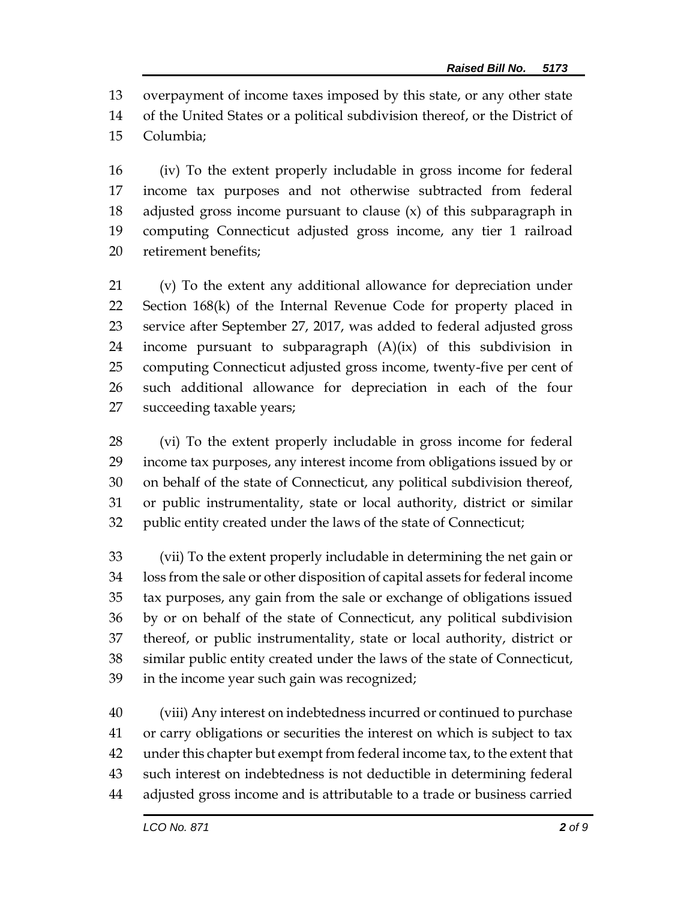overpayment of income taxes imposed by this state, or any other state of the United States or a political subdivision thereof, or the District of Columbia;

(iv) To the extent properly includable in gross income for federal income tax purposes and not otherwise subtracted from federal adjusted gross income pursuant to clause (x) of this subparagraph in computing Connecticut adjusted gross income, any tier 1 railroad retirement benefits;

(v) To the extent any additional allowance for depreciation under Section 168(k) of the Internal Revenue Code for property placed in service after September 27, 2017, was added to federal adjusted gross income pursuant to subparagraph (A)(ix) of this subdivision in computing Connecticut adjusted gross income, twenty-five per cent of such additional allowance for depreciation in each of the four succeeding taxable years;

(vi) To the extent properly includable in gross income for federal income tax purposes, any interest income from obligations issued by or on behalf of the state of Connecticut, any political subdivision thereof, or public instrumentality, state or local authority, district or similar public entity created under the laws of the state of Connecticut;

(vii) To the extent properly includable in determining the net gain or loss from the sale or other disposition of capital assets for federal income tax purposes, any gain from the sale or exchange of obligations issued by or on behalf of the state of Connecticut, any political subdivision thereof, or public instrumentality, state or local authority, district or similar public entity created under the laws of the state of Connecticut, in the income year such gain was recognized;

(viii) Any interest on indebtedness incurred or continued to purchase or carry obligations or securities the interest on which is subject to tax under this chapter but exempt from federal income tax, to the extent that such interest on indebtedness is not deductible in determining federal adjusted gross income and is attributable to a trade or business carried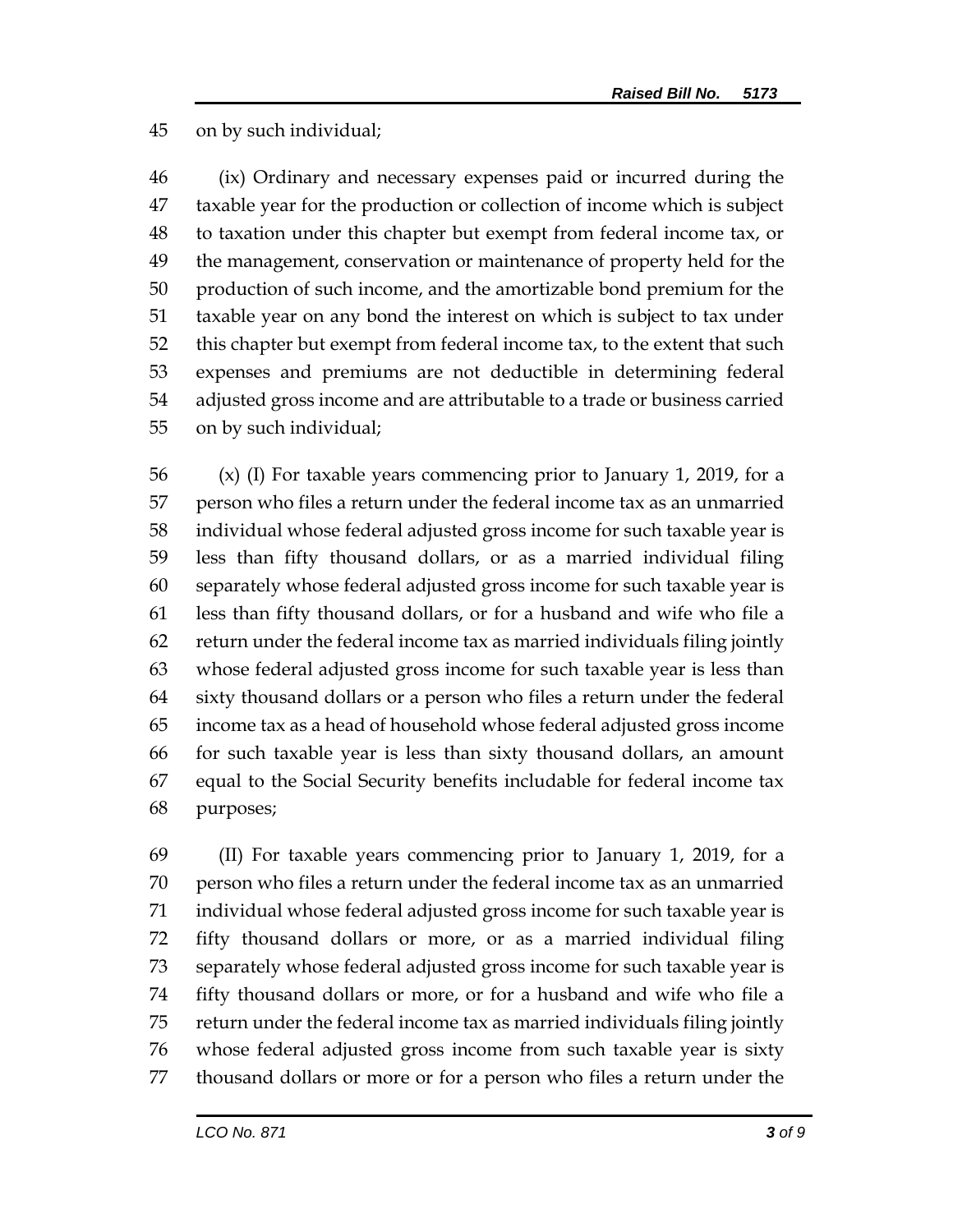on by such individual;

(ix) Ordinary and necessary expenses paid or incurred during the taxable year for the production or collection of income which is subject to taxation under this chapter but exempt from federal income tax, or the management, conservation or maintenance of property held for the production of such income, and the amortizable bond premium for the taxable year on any bond the interest on which is subject to tax under this chapter but exempt from federal income tax, to the extent that such expenses and premiums are not deductible in determining federal adjusted gross income and are attributable to a trade or business carried on by such individual;

(x) (I) For taxable years commencing prior to January 1, 2019, for a person who files a return under the federal income tax as an unmarried individual whose federal adjusted gross income for such taxable year is less than fifty thousand dollars, or as a married individual filing separately whose federal adjusted gross income for such taxable year is less than fifty thousand dollars, or for a husband and wife who file a return under the federal income tax as married individuals filing jointly whose federal adjusted gross income for such taxable year is less than sixty thousand dollars or a person who files a return under the federal income tax as a head of household whose federal adjusted gross income for such taxable year is less than sixty thousand dollars, an amount equal to the Social Security benefits includable for federal income tax purposes;

(II) For taxable years commencing prior to January 1, 2019, for a person who files a return under the federal income tax as an unmarried individual whose federal adjusted gross income for such taxable year is fifty thousand dollars or more, or as a married individual filing separately whose federal adjusted gross income for such taxable year is fifty thousand dollars or more, or for a husband and wife who file a return under the federal income tax as married individuals filing jointly whose federal adjusted gross income from such taxable year is sixty thousand dollars or more or for a person who files a return under the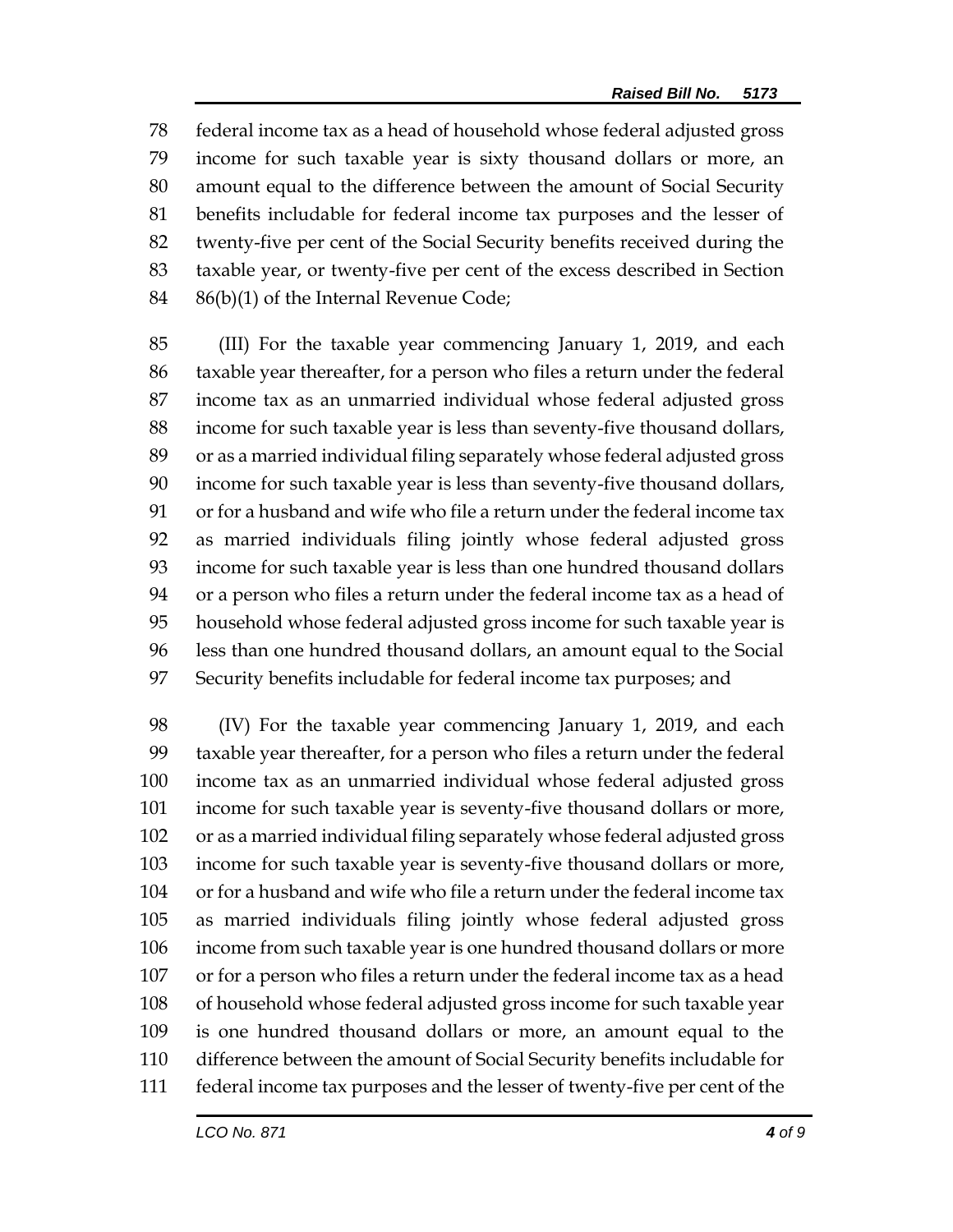federal income tax as a head of household whose federal adjusted gross income for such taxable year is sixty thousand dollars or more, an amount equal to the difference between the amount of Social Security benefits includable for federal income tax purposes and the lesser of twenty-five per cent of the Social Security benefits received during the taxable year, or twenty-five per cent of the excess described in Section 86(b)(1) of the Internal Revenue Code;

(III) For the taxable year commencing January 1, 2019, and each taxable year thereafter, for a person who files a return under the federal income tax as an unmarried individual whose federal adjusted gross income for such taxable year is less than seventy-five thousand dollars, or as a married individual filing separately whose federal adjusted gross income for such taxable year is less than seventy-five thousand dollars, or for a husband and wife who file a return under the federal income tax as married individuals filing jointly whose federal adjusted gross income for such taxable year is less than one hundred thousand dollars or a person who files a return under the federal income tax as a head of household whose federal adjusted gross income for such taxable year is less than one hundred thousand dollars, an amount equal to the Social Security benefits includable for federal income tax purposes; and

(IV) For the taxable year commencing January 1, 2019, and each taxable year thereafter, for a person who files a return under the federal income tax as an unmarried individual whose federal adjusted gross income for such taxable year is seventy-five thousand dollars or more, or as a married individual filing separately whose federal adjusted gross income for such taxable year is seventy-five thousand dollars or more, or for a husband and wife who file a return under the federal income tax as married individuals filing jointly whose federal adjusted gross income from such taxable year is one hundred thousand dollars or more or for a person who files a return under the federal income tax as a head of household whose federal adjusted gross income for such taxable year is one hundred thousand dollars or more, an amount equal to the difference between the amount of Social Security benefits includable for federal income tax purposes and the lesser of twenty-five per cent of the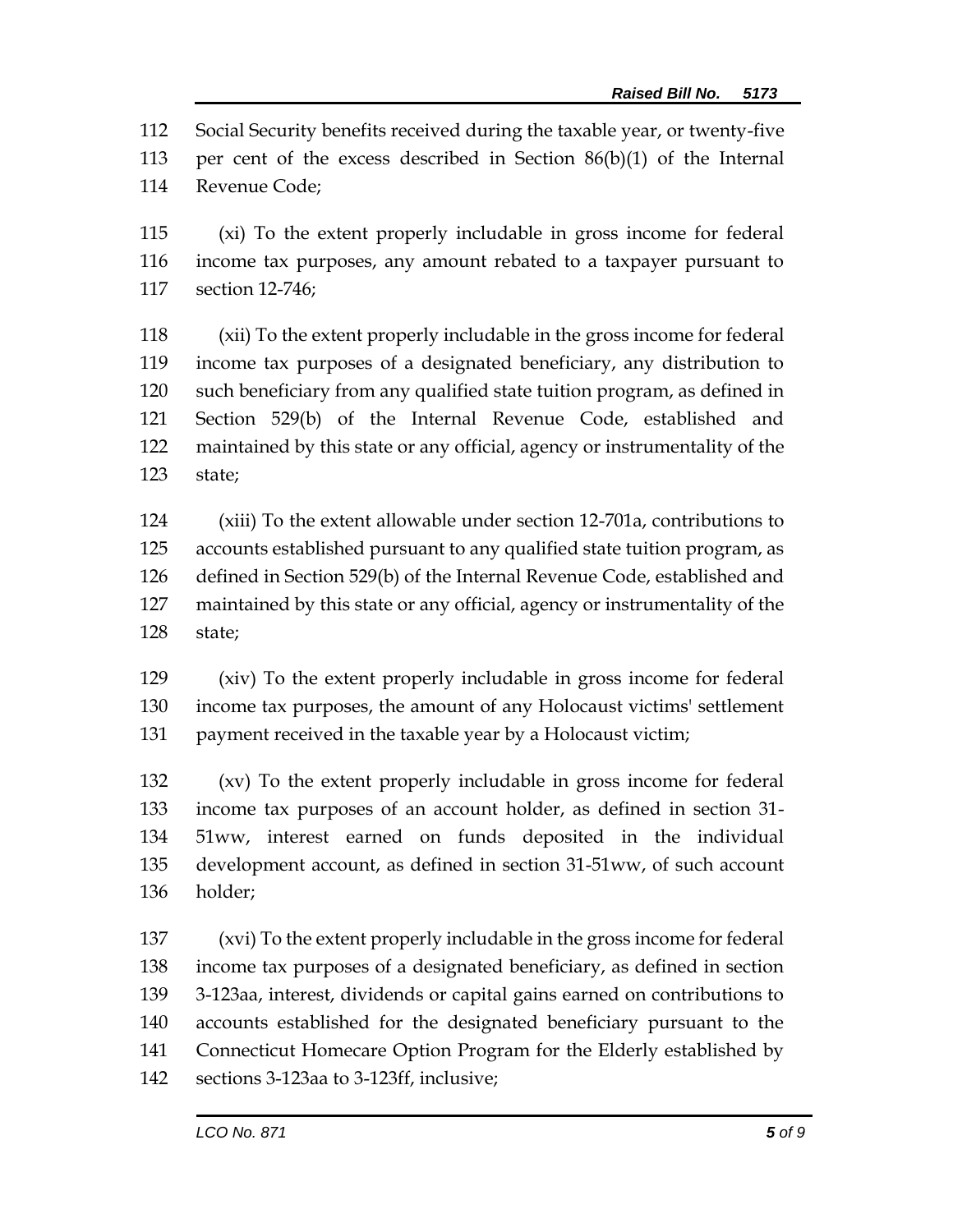Social Security benefits received during the taxable year, or twenty-five per cent of the excess described in Section 86(b)(1) of the Internal Revenue Code;

(xi) To the extent properly includable in gross income for federal income tax purposes, any amount rebated to a taxpayer pursuant to section 12-746;

(xii) To the extent properly includable in the gross income for federal income tax purposes of a designated beneficiary, any distribution to such beneficiary from any qualified state tuition program, as defined in Section 529(b) of the Internal Revenue Code, established and maintained by this state or any official, agency or instrumentality of the state;

(xiii) To the extent allowable under section 12-701a, contributions to accounts established pursuant to any qualified state tuition program, as defined in Section 529(b) of the Internal Revenue Code, established and maintained by this state or any official, agency or instrumentality of the state;

(xiv) To the extent properly includable in gross income for federal income tax purposes, the amount of any Holocaust victims' settlement payment received in the taxable year by a Holocaust victim;

(xv) To the extent properly includable in gross income for federal income tax purposes of an account holder, as defined in section 31-51ww, interest earned on funds deposited in the individual development account, as defined in section 31-51ww, of such account holder;

(xvi) To the extent properly includable in the gross income for federal income tax purposes of a designated beneficiary, as defined in section 3-123aa, interest, dividends or capital gains earned on contributions to accounts established for the designated beneficiary pursuant to the Connecticut Homecare Option Program for the Elderly established by sections 3-123aa to 3-123ff, inclusive;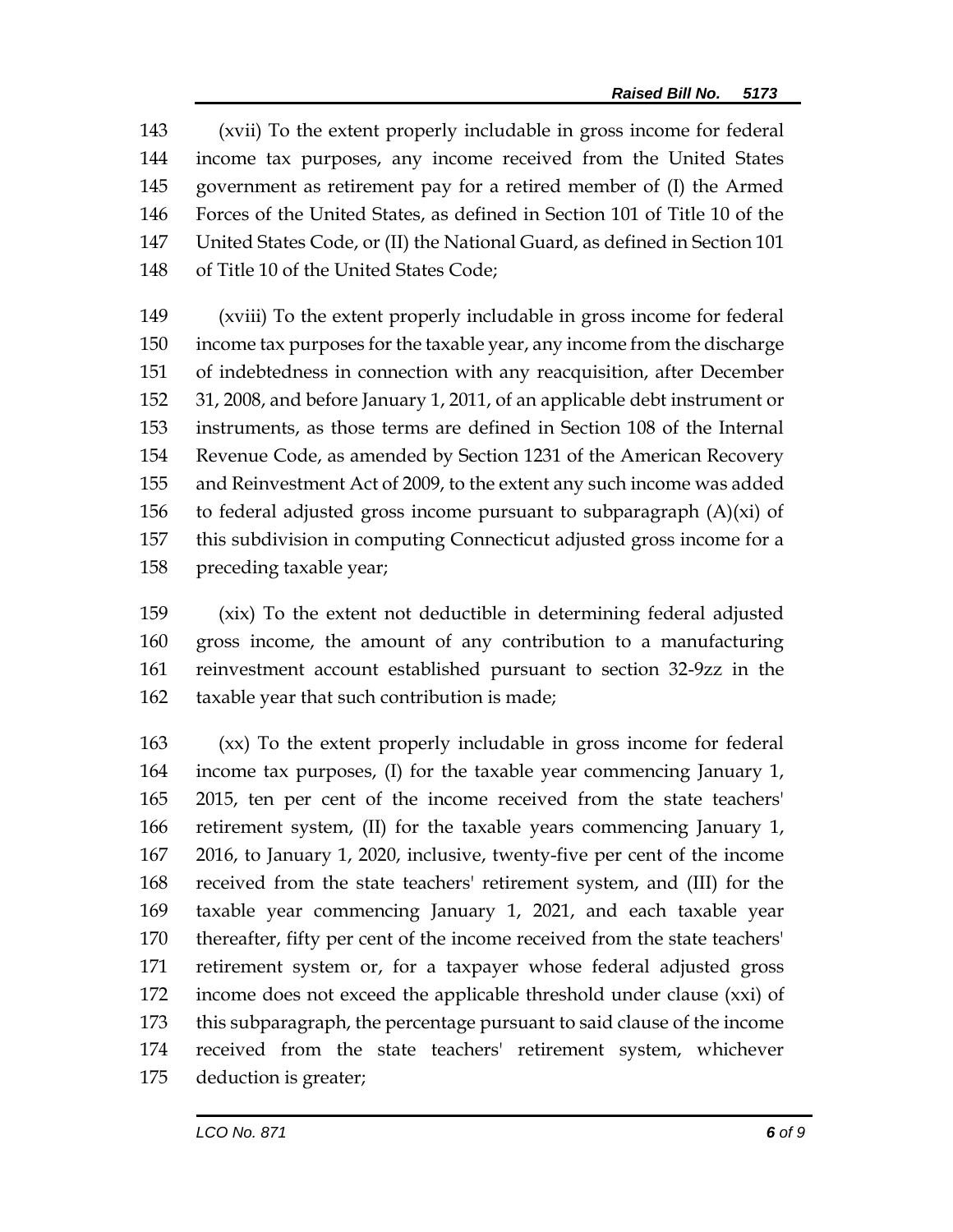(xvii) To the extent properly includable in gross income for federal income tax purposes, any income received from the United States government as retirement pay for a retired member of (I) the Armed Forces of the United States, as defined in Section 101 of Title 10 of the United States Code, or (II) the National Guard, as defined in Section 101 of Title 10 of the United States Code;

(xviii) To the extent properly includable in gross income for federal income tax purposes for the taxable year, any income from the discharge of indebtedness in connection with any reacquisition, after December 31, 2008, and before January 1, 2011, of an applicable debt instrument or instruments, as those terms are defined in Section 108 of the Internal Revenue Code, as amended by Section 1231 of the American Recovery and Reinvestment Act of 2009, to the extent any such income was added to federal adjusted gross income pursuant to subparagraph (A)(xi) of this subdivision in computing Connecticut adjusted gross income for a preceding taxable year;

(xix) To the extent not deductible in determining federal adjusted gross income, the amount of any contribution to a manufacturing reinvestment account established pursuant to section 32-9zz in the taxable year that such contribution is made;

(xx) To the extent properly includable in gross income for federal income tax purposes, (I) for the taxable year commencing January 1, 2015, ten per cent of the income received from the state teachers' retirement system, (II) for the taxable years commencing January 1, 2016, to January 1, 2020, inclusive, twenty-five per cent of the income received from the state teachers' retirement system, and (III) for the taxable year commencing January 1, 2021, and each taxable year thereafter, fifty per cent of the income received from the state teachers' retirement system or, for a taxpayer whose federal adjusted gross income does not exceed the applicable threshold under clause (xxi) of this subparagraph, the percentage pursuant to said clause of the income received from the state teachers' retirement system, whichever deduction is greater;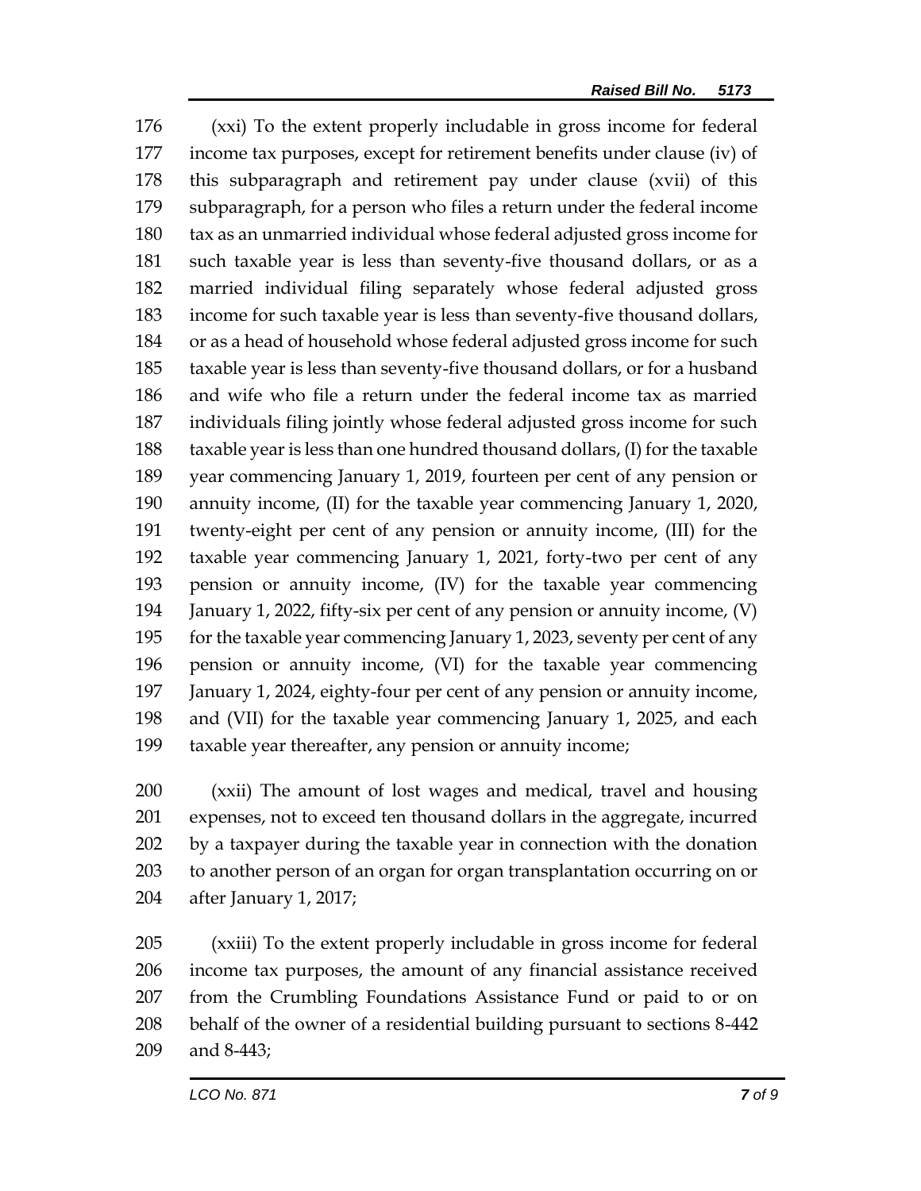(xxi) To the extent properly includable in gross income for federal income tax purposes, except for retirement benefits under clause (iv) of this subparagraph and retirement pay under clause (xvii) of this subparagraph, for a person who files a return under the federal income tax as an unmarried individual whose federal adjusted gross income for such taxable year is less than seventy-five thousand dollars, or as a married individual filing separately whose federal adjusted gross income for such taxable year is less than seventy-five thousand dollars, or as a head of household whose federal adjusted gross income for such taxable year is less than seventy-five thousand dollars, or for a husband and wife who file a return under the federal income tax as married individuals filing jointly whose federal adjusted gross income for such taxable year is less than one hundred thousand dollars, (I) for the taxable year commencing January 1, 2019, fourteen per cent of any pension or annuity income, (II) for the taxable year commencing January 1, 2020, twenty-eight per cent of any pension or annuity income, (III) for the taxable year commencing January 1, 2021, forty-two per cent of any pension or annuity income, (IV) for the taxable year commencing January 1, 2022, fifty-six per cent of any pension or annuity income, (V) for the taxable year commencing January 1, 2023, seventy per cent of any pension or annuity income, (VI) for the taxable year commencing January 1, 2024, eighty-four per cent of any pension or annuity income, and (VII) for the taxable year commencing January 1, 2025, and each taxable year thereafter, any pension or annuity income;

(xxii) The amount of lost wages and medical, travel and housing expenses, not to exceed ten thousand dollars in the aggregate, incurred by a taxpayer during the taxable year in connection with the donation to another person of an organ for organ transplantation occurring on or after January 1, 2017;

(xxiii) To the extent properly includable in gross income for federal income tax purposes, the amount of any financial assistance received from the Crumbling Foundations Assistance Fund or paid to or on behalf of the owner of a residential building pursuant to sections 8-442 and 8-443;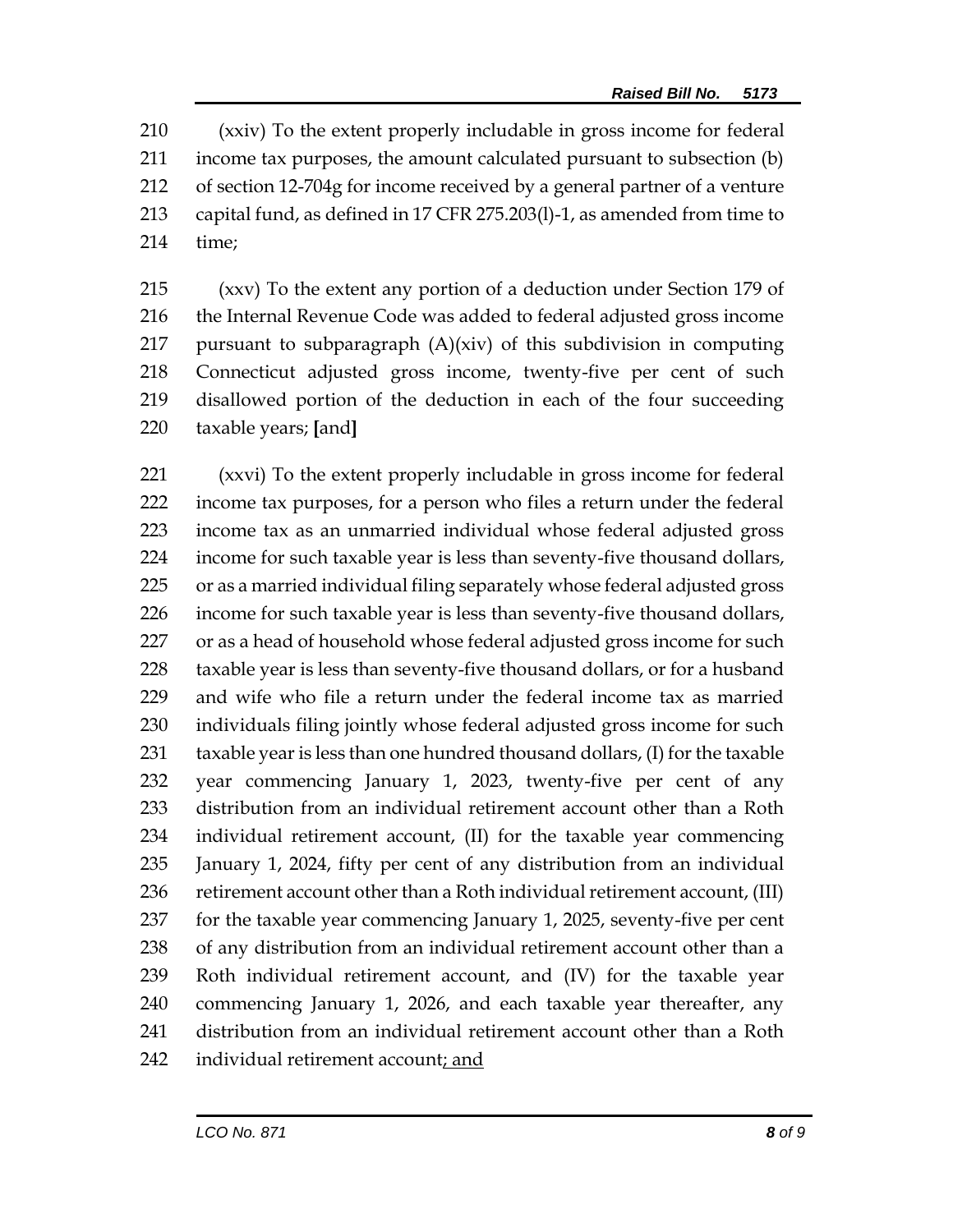210 (xxiv) To the extent properly includable in gross income for federal
211 income tax purposes, the amount calculated pursuant to subsection (b)
212 of section 12-704g for income received by a general partner of a venture
213 capital fund, as defined in 17 CFR 275.203(l)-1, as amended from time to
214 time;

215 (xxv) To the extent any portion of a deduction under Section 179 of
216 the Internal Revenue Code was added to federal adjusted gross income
217 pursuant to subparagraph (A)(xiv) of this subdivision in computing
218 Connecticut adjusted gross income, twenty-five per cent of such
219 disallowed portion of the deduction in each of the four succeeding
220 taxable years; **[**and**]**

221 (xxvi) To the extent properly includable in gross income for federal
222 income tax purposes, for a person who files a return under the federal
223 income tax as an unmarried individual whose federal adjusted gross
224 income for such taxable year is less than seventy-five thousand dollars,
225 or as a married individual filing separately whose federal adjusted gross
226 income for such taxable year is less than seventy-five thousand dollars,
227 or as a head of household whose federal adjusted gross income for such
228 taxable year is less than seventy-five thousand dollars, or for a husband
229 and wife who file a return under the federal income tax as married
230 individuals filing jointly whose federal adjusted gross income for such
231 taxable year is less than one hundred thousand dollars, (I) for the taxable
232 year commencing January 1, 2023, twenty-five per cent of any
233 distribution from an individual retirement account other than a Roth
234 individual retirement account, (II) for the taxable year commencing
235 January 1, 2024, fifty per cent of any distribution from an individual
236 retirement account other than a Roth individual retirement account, (III)
237 for the taxable year commencing January 1, 2025, seventy-five per cent
238 of any distribution from an individual retirement account other than a
239 Roth individual retirement account, and (IV) for the taxable year
240 commencing January 1, 2026, and each taxable year thereafter, any
241 distribution from an individual retirement account other than a Roth
242 individual retirement account<u>; and</u>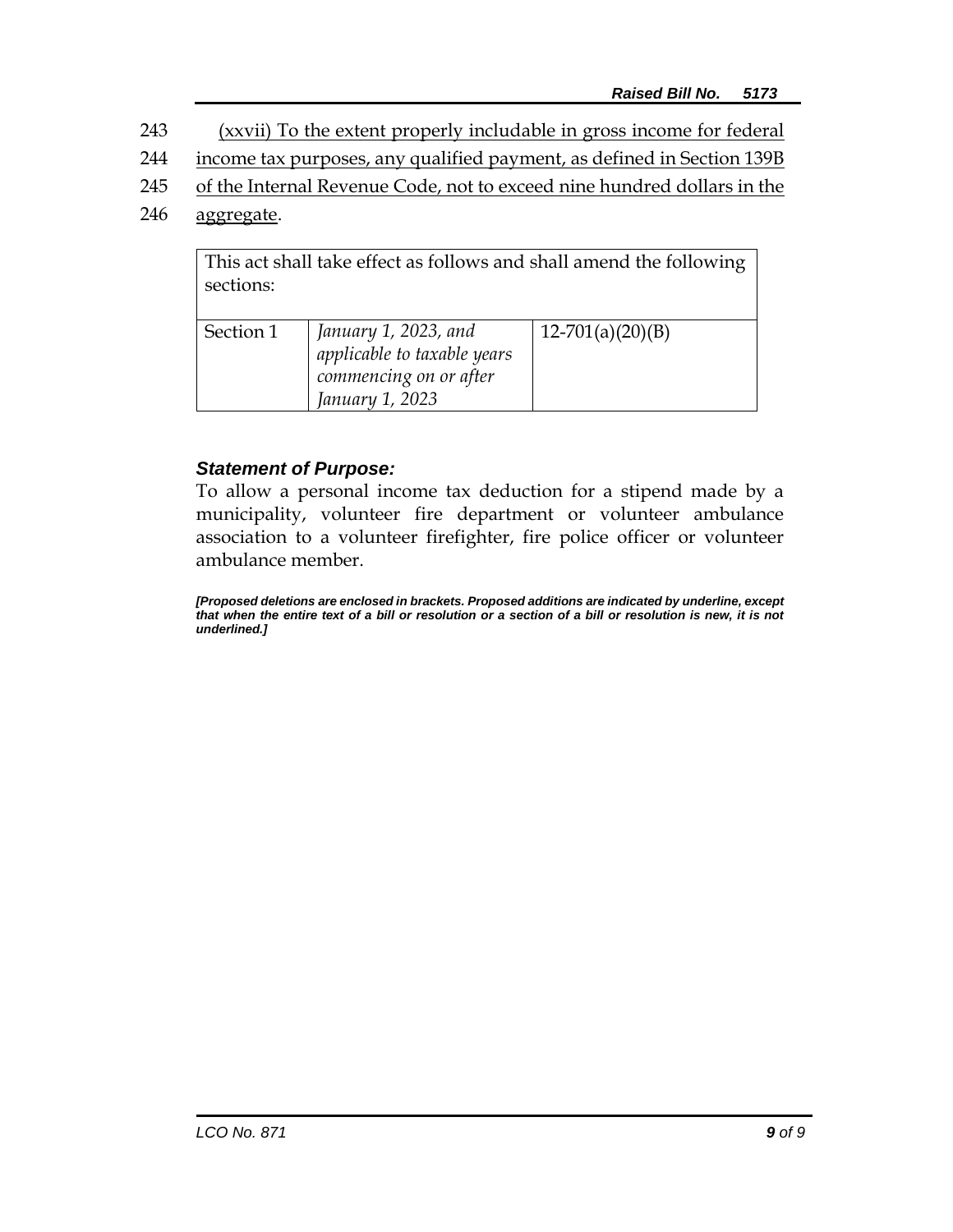243 (xxvii) To the extent properly includable in gross income for federal
244 income tax purposes, any qualified payment, as defined in Section 139B
245 of the Internal Revenue Code, not to exceed nine hundred dollars in the
246 aggregate.

| This act shall take effect as follows and shall amend the following sections: | | |
|---|---|---|
| Section 1 | *January 1, 2023, and applicable to taxable years commencing on or after January 1, 2023* | 12-701(a)(20)(B) |

### *Statement of Purpose:*

To allow a personal income tax deduction for a stipend made by a municipality, volunteer fire department or volunteer ambulance association to a volunteer firefighter, fire police officer or volunteer ambulance member.

***[Proposed deletions are enclosed in brackets. Proposed additions are indicated by underline, except that when the entire text of a bill or resolution or a section of a bill or resolution is new, it is not underlined.]***